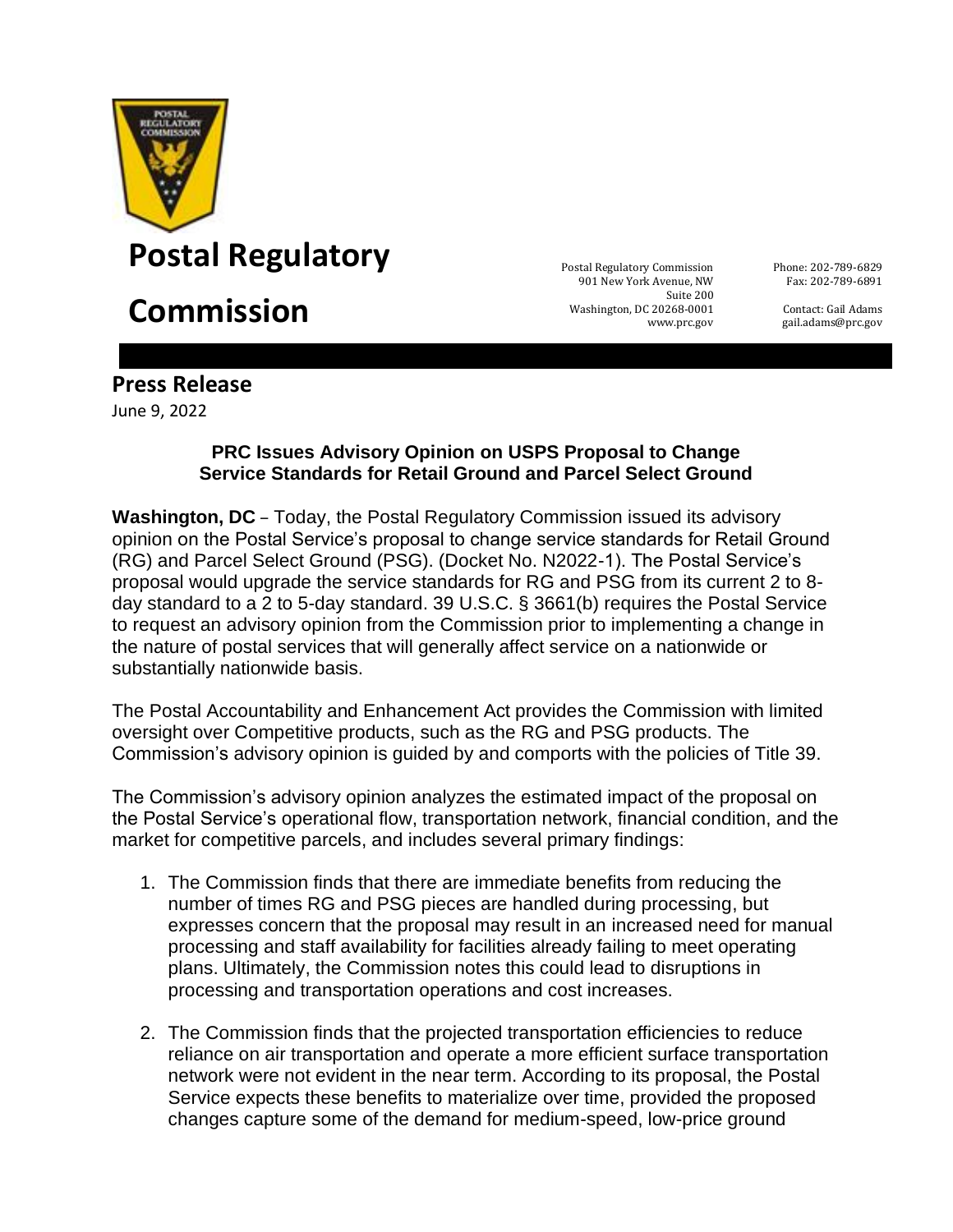# Postal Regulatory Commission

Postal Regulatory Commission
901 New York Avenue, NW
Suite 200
Washington, DC 20268-0001
www.prc.gov

Phone: 202-789-6829
Fax: 202-789-6891

Contact: Gail Adams
gail.adams@prc.gov

## Press Release

June 9, 2022

### PRC Issues Advisory Opinion on USPS Proposal to Change Service Standards for Retail Ground and Parcel Select Ground

**Washington, DC** – Today, the Postal Regulatory Commission issued its advisory opinion on the Postal Service's proposal to change service standards for Retail Ground (RG) and Parcel Select Ground (PSG). (Docket No. N2022-1). The Postal Service's proposal would upgrade the service standards for RG and PSG from its current 2 to 8-day standard to a 2 to 5-day standard. 39 U.S.C. § 3661(b) requires the Postal Service to request an advisory opinion from the Commission prior to implementing a change in the nature of postal services that will generally affect service on a nationwide or substantially nationwide basis.

The Postal Accountability and Enhancement Act provides the Commission with limited oversight over Competitive products, such as the RG and PSG products. The Commission's advisory opinion is guided by and comports with the policies of Title 39.

The Commission's advisory opinion analyzes the estimated impact of the proposal on the Postal Service's operational flow, transportation network, financial condition, and the market for competitive parcels, and includes several primary findings:

1. The Commission finds that there are immediate benefits from reducing the number of times RG and PSG pieces are handled during processing, but expresses concern that the proposal may result in an increased need for manual processing and staff availability for facilities already failing to meet operating plans. Ultimately, the Commission notes this could lead to disruptions in processing and transportation operations and cost increases.

2. The Commission finds that the projected transportation efficiencies to reduce reliance on air transportation and operate a more efficient surface transportation network were not evident in the near term. According to its proposal, the Postal Service expects these benefits to materialize over time, provided the proposed changes capture some of the demand for medium-speed, low-price ground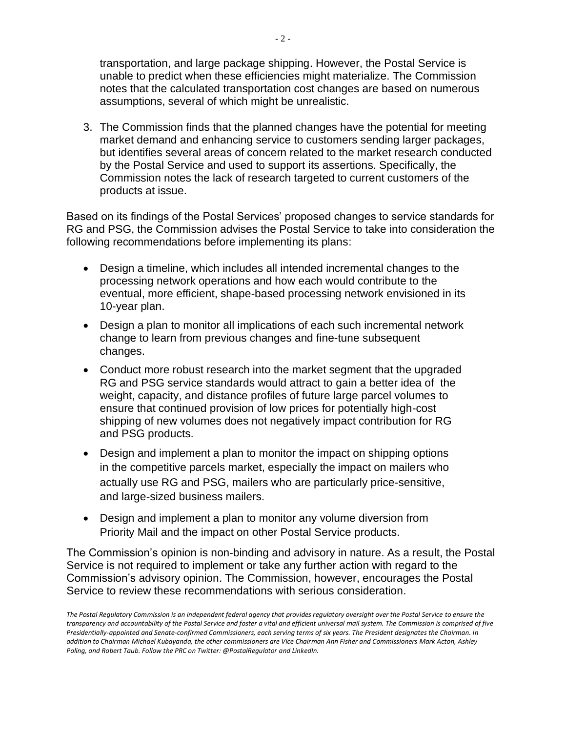transportation, and large package shipping. However, the Postal Service is unable to predict when these efficiencies might materialize. The Commission notes that the calculated transportation cost changes are based on numerous assumptions, several of which might be unrealistic.

3. The Commission finds that the planned changes have the potential for meeting market demand and enhancing service to customers sending larger packages, but identifies several areas of concern related to the market research conducted by the Postal Service and used to support its assertions. Specifically, the Commission notes the lack of research targeted to current customers of the products at issue.

Based on its findings of the Postal Services' proposed changes to service standards for RG and PSG, the Commission advises the Postal Service to take into consideration the following recommendations before implementing its plans:

- Design a timeline, which includes all intended incremental changes to the processing network operations and how each would contribute to the eventual, more efficient, shape-based processing network envisioned in its 10-year plan.
- Design a plan to monitor all implications of each such incremental network change to learn from previous changes and fine-tune subsequent changes.
- Conduct more robust research into the market segment that the upgraded RG and PSG service standards would attract to gain a better idea of the weight, capacity, and distance profiles of future large parcel volumes to ensure that continued provision of low prices for potentially high-cost shipping of new volumes does not negatively impact contribution for RG and PSG products.
- Design and implement a plan to monitor the impact on shipping options in the competitive parcels market, especially the impact on mailers who actually use RG and PSG, mailers who are particularly price-sensitive, and large-sized business mailers.
- Design and implement a plan to monitor any volume diversion from Priority Mail and the impact on other Postal Service products.

The Commission's opinion is non-binding and advisory in nature. As a result, the Postal Service is not required to implement or take any further action with regard to the Commission's advisory opinion. The Commission, however, encourages the Postal Service to review these recommendations with serious consideration.

*The Postal Regulatory Commission is an independent federal agency that provides regulatory oversight over the Postal Service to ensure the transparency and accountability of the Postal Service and foster a vital and efficient universal mail system. The Commission is comprised of five Presidentially-appointed and Senate-confirmed Commissioners, each serving terms of six years. The President designates the Chairman. In addition to Chairman Michael Kubayanda, the other commissioners are Vice Chairman Ann Fisher and Commissioners Mark Acton, Ashley Poling, and Robert Taub. Follow the PRC on Twitter: @PostalRegulator and LinkedIn.*